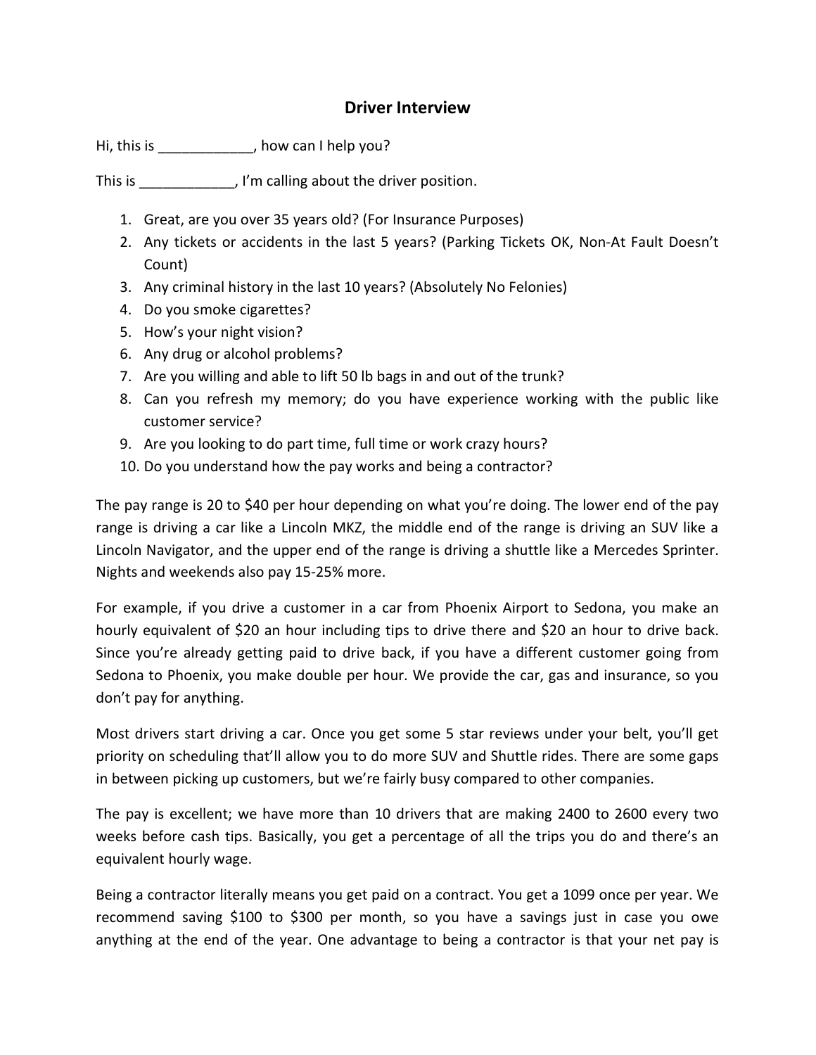# Driver Interview

Hi, this is ____________, how can I help you?

This is ____________, I'm calling about the driver position.

1. Great, are you over 35 years old? (For Insurance Purposes)
2. Any tickets or accidents in the last 5 years? (Parking Tickets OK, Non-At Fault Doesn't Count)
3. Any criminal history in the last 10 years? (Absolutely No Felonies)
4. Do you smoke cigarettes?
5. How's your night vision?
6. Any drug or alcohol problems?
7. Are you willing and able to lift 50 lb bags in and out of the trunk?
8. Can you refresh my memory; do you have experience working with the public like customer service?
9. Are you looking to do part time, full time or work crazy hours?
10. Do you understand how the pay works and being a contractor?

The pay range is 20 to $40 per hour depending on what you're doing. The lower end of the pay range is driving a car like a Lincoln MKZ, the middle end of the range is driving an SUV like a Lincoln Navigator, and the upper end of the range is driving a shuttle like a Mercedes Sprinter. Nights and weekends also pay 15-25% more.

For example, if you drive a customer in a car from Phoenix Airport to Sedona, you make an hourly equivalent of $20 an hour including tips to drive there and $20 an hour to drive back. Since you're already getting paid to drive back, if you have a different customer going from Sedona to Phoenix, you make double per hour. We provide the car, gas and insurance, so you don't pay for anything.

Most drivers start driving a car. Once you get some 5 star reviews under your belt, you'll get priority on scheduling that'll allow you to do more SUV and Shuttle rides. There are some gaps in between picking up customers, but we're fairly busy compared to other companies.

The pay is excellent; we have more than 10 drivers that are making 2400 to 2600 every two weeks before cash tips. Basically, you get a percentage of all the trips you do and there's an equivalent hourly wage.

Being a contractor literally means you get paid on a contract. You get a 1099 once per year. We recommend saving $100 to $300 per month, so you have a savings just in case you owe anything at the end of the year. One advantage to being a contractor is that your net pay is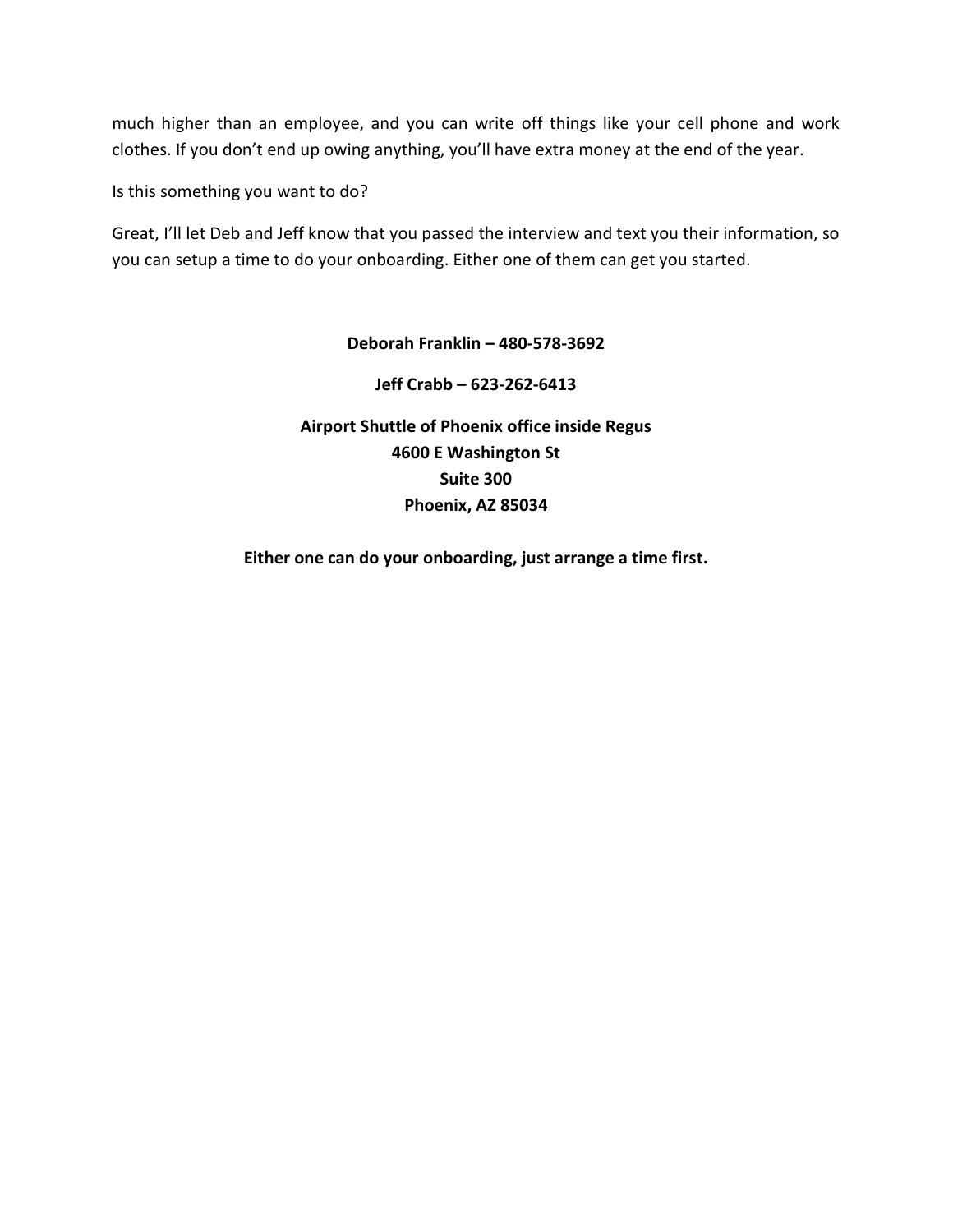much higher than an employee, and you can write off things like your cell phone and work clothes. If you don't end up owing anything, you'll have extra money at the end of the year.

Is this something you want to do?

Great, I'll let Deb and Jeff know that you passed the interview and text you their information, so you can setup a time to do your onboarding. Either one of them can get you started.

**Deborah Franklin – 480-578-3692**

**Jeff Crabb – 623-262-6413**

**Airport Shuttle of Phoenix office inside Regus**
**4600 E Washington St**
**Suite 300**
**Phoenix, AZ 85034**

**Either one can do your onboarding, just arrange a time first.**